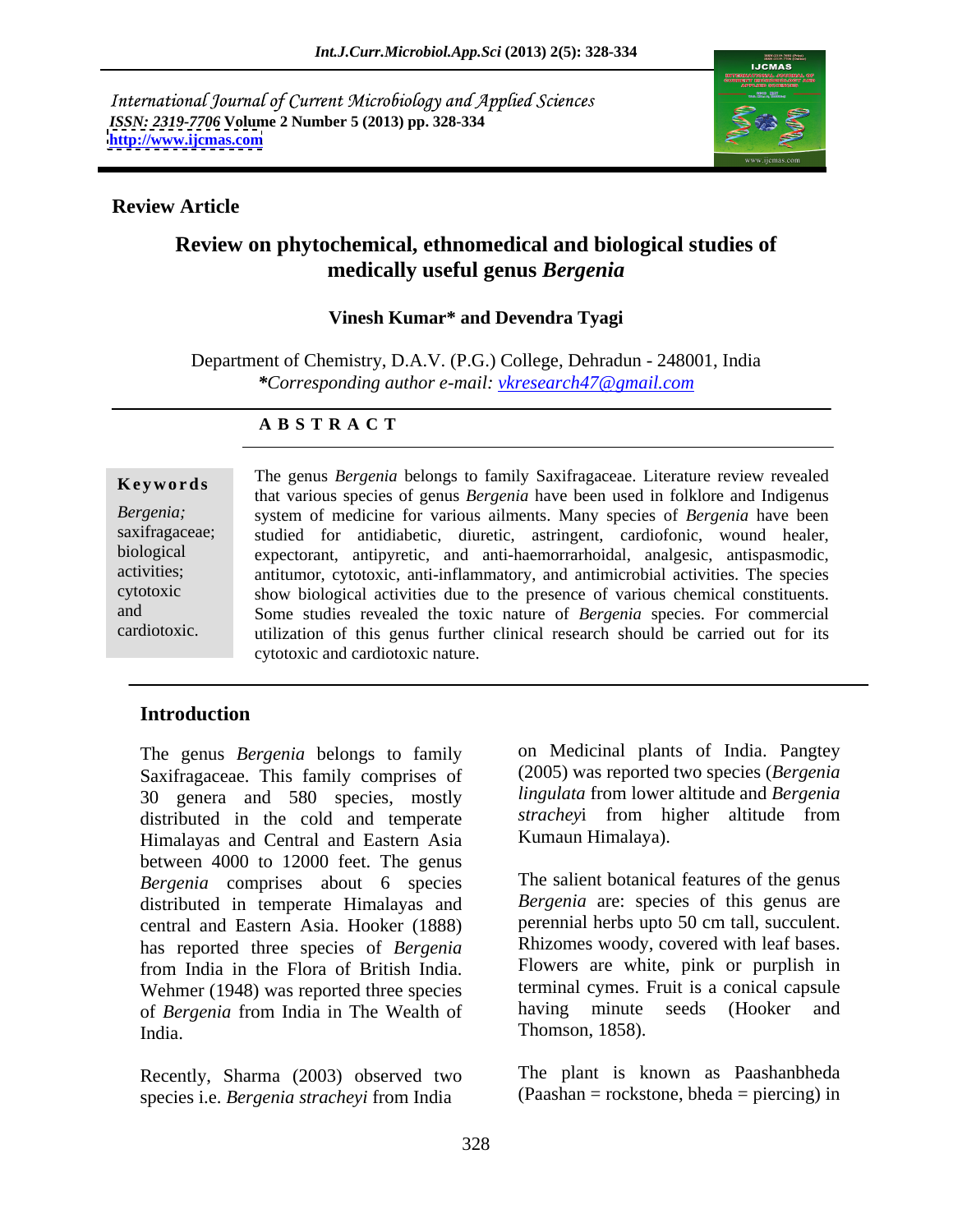International Journal of Current Microbiology and Applied Sciences
*ISSN: 2319-7706* **Volume 2 Number 5 (2013) pp. 328-334**
**http://www.ijcmas.com**

**Review Article**

# Review on phytochemical, ethnomedical and biological studies of medically useful genus *Bergenia*

**Vinesh Kumar\* and Devendra Tyagi**

Department of Chemistry, D.A.V. (P.G.) College, Dehradun - 248001, India
*\*Corresponding author e-mail: vkresearch47@gmail.com*

## A B S T R A C T

**Keywords**

*Bergenia;* saxifragaceae; biological activities; cytotoxic and cardiotoxic.

The genus *Bergenia* belongs to family Saxifragaceae. Literature review revealed that various species of genus *Bergenia* have been used in folklore and Indigenus system of medicine for various ailments. Many species of *Bergenia* have been studied for antidiabetic, diuretic, astringent, cardiofonic, wound healer, expectorant, antipyretic, and anti-haemorrarhoidal, analgesic, antispasmodic, antitumor, cytotoxic, anti-inflammatory, and antimicrobial activities. The species show biological activities due to the presence of various chemical constituents. Some studies revealed the toxic nature of *Bergenia* species. For commercial utilization of this genus further clinical research should be carried out for its cytotoxic and cardiotoxic nature.

## Introduction

The genus *Bergenia* belongs to family Saxifragaceae. This family comprises of 30 genera and 580 species, mostly distributed in the cold and temperate Himalayas and Central and Eastern Asia between 4000 to 12000 feet. The genus *Bergenia* comprises about 6 species distributed in temperate Himalayas and central and Eastern Asia. Hooker (1888) has reported three species of *Bergenia* from India in the Flora of British India. Wehmer (1948) was reported three species of *Bergenia* from India in The Wealth of India.

Recently, Sharma (2003) observed two species i.e. *Bergenia stracheyi* from India on Medicinal plants of India. Pangtey (2005) was reported two species (*Bergenia lingulata* from lower altitude and *Bergenia stracheyi* from higher altitude from Kumaun Himalaya).

The salient botanical features of the genus *Bergenia* are: species of this genus are perennial herbs upto 50 cm tall, succulent. Rhizomes woody, covered with leaf bases. Flowers are white, pink or purplish in terminal cymes. Fruit is a conical capsule having minute seeds (Hooker and Thomson, 1858).

The plant is known as Paashanbheda (Paashan = rockstone, bheda = piercing) in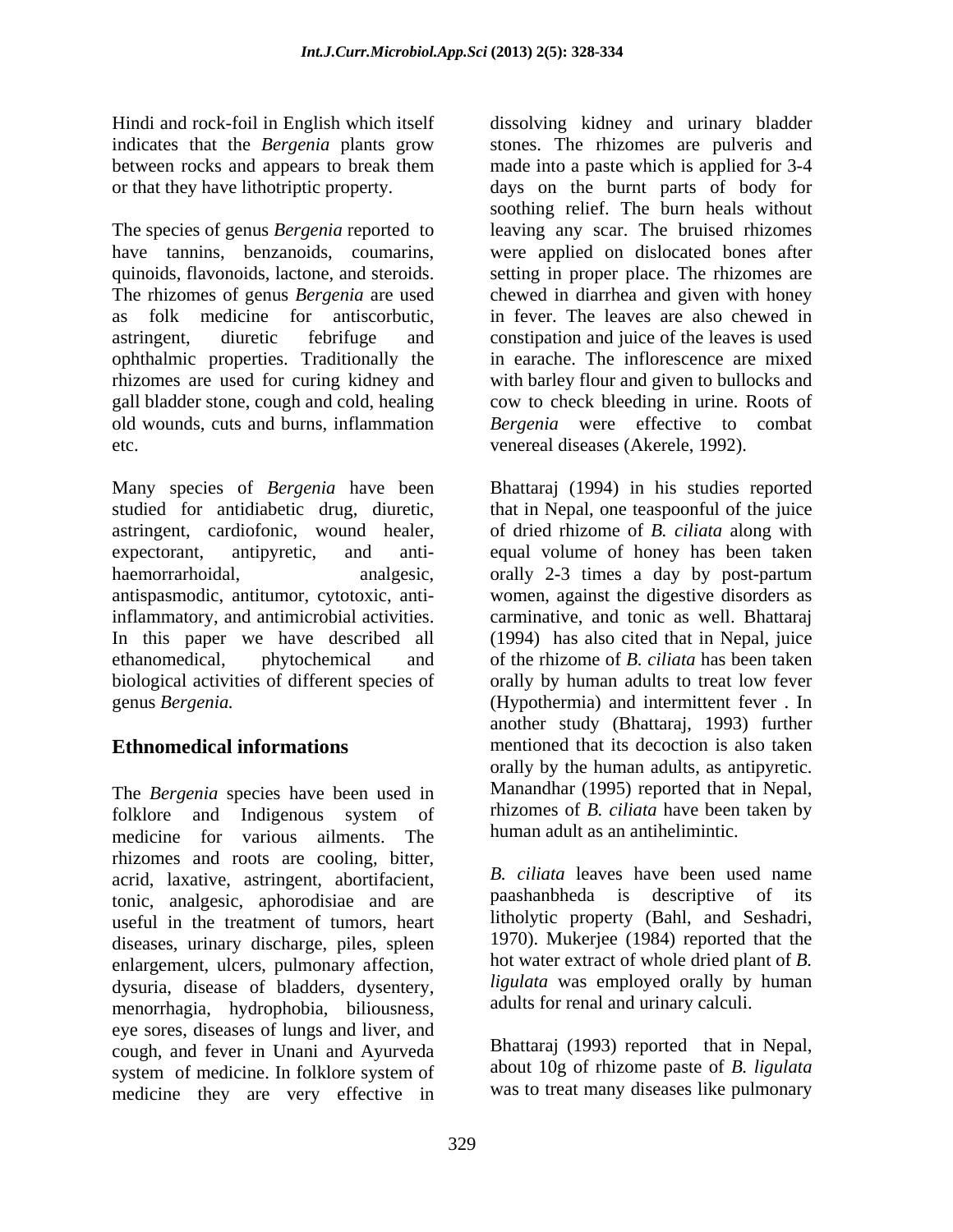Hindi and rock-foil in English which itself indicates that the *Bergenia* plants grow between rocks and appears to break them or that they have lithotriptic property.

The species of genus *Bergenia* reported to have tannins, benzanoids, coumarins, quinoids, flavonoids, lactone, and steroids. The rhizomes of genus *Bergenia* are used as folk medicine for antiscorbutic, astringent, diuretic febrifuge and ophthalmic properties. Traditionally the rhizomes are used for curing kidney and gall bladder stone, cough and cold, healing old wounds, cuts and burns, inflammation etc.

Many species of *Bergenia* have been studied for antidiabetic drug, diuretic, astringent, cardiofonic, wound healer, expectorant, antipyretic, and anti-haemorrarhoidal, analgesic, antispasmodic, antitumor, cytotoxic, anti-inflammatory, and antimicrobial activities. In this paper we have described all ethanomedical, phytochemical and biological activities of different species of genus *Bergenia.*

## Ethnomedical informations

The *Bergenia* species have been used in folklore and Indigenous system of medicine for various ailments. The rhizomes and roots are cooling, bitter, acrid, laxative, astringent, abortifacient, tonic, analgesic, aphorodisiae and are useful in the treatment of tumors, heart diseases, urinary discharge, piles, spleen enlargement, ulcers, pulmonary affection, dysuria, disease of bladders, dysentery, menorrhagia, hydrophobia, biliousness, eye sores, diseases of lungs and liver, and cough, and fever in Unani and Ayurveda system of medicine. In folklore system of medicine they are very effective in dissolving kidney and urinary bladder stones. The rhizomes are pulveris and made into a paste which is applied for 3-4 days on the burnt parts of body for soothing relief. The burn heals without leaving any scar. The bruised rhizomes were applied on dislocated bones after setting in proper place. The rhizomes are chewed in diarrhea and given with honey in fever. The leaves are also chewed in constipation and juice of the leaves is used in earache. The inflorescence are mixed with barley flour and given to bullocks and cow to check bleeding in urine. Roots of *Bergenia* were effective to combat venereal diseases (Akerele, 1992).

Bhattaraj (1994) in his studies reported that in Nepal, one teaspoonful of the juice of dried rhizome of *B. ciliata* along with equal volume of honey has been taken orally 2-3 times a day by post-partum women, against the digestive disorders as carminative, and tonic as well. Bhattaraj (1994) has also cited that in Nepal, juice of the rhizome of *B. ciliata* has been taken orally by human adults to treat low fever (Hypothermia) and intermittent fever . In another study (Bhattaraj, 1993) further mentioned that its decoction is also taken orally by the human adults, as antipyretic. Manandhar (1995) reported that in Nepal, rhizomes of *B. ciliata* have been taken by human adult as an antihelimintic.

*B. ciliata* leaves have been used name paashanbheda is descriptive of its litholytic property (Bahl, and Seshadri, 1970). Mukerjee (1984) reported that the hot water extract of whole dried plant of *B. ligulata* was employed orally by human adults for renal and urinary calculi.

Bhattaraj (1993) reported that in Nepal, about 10g of rhizome paste of *B. ligulata* was to treat many diseases like pulmonary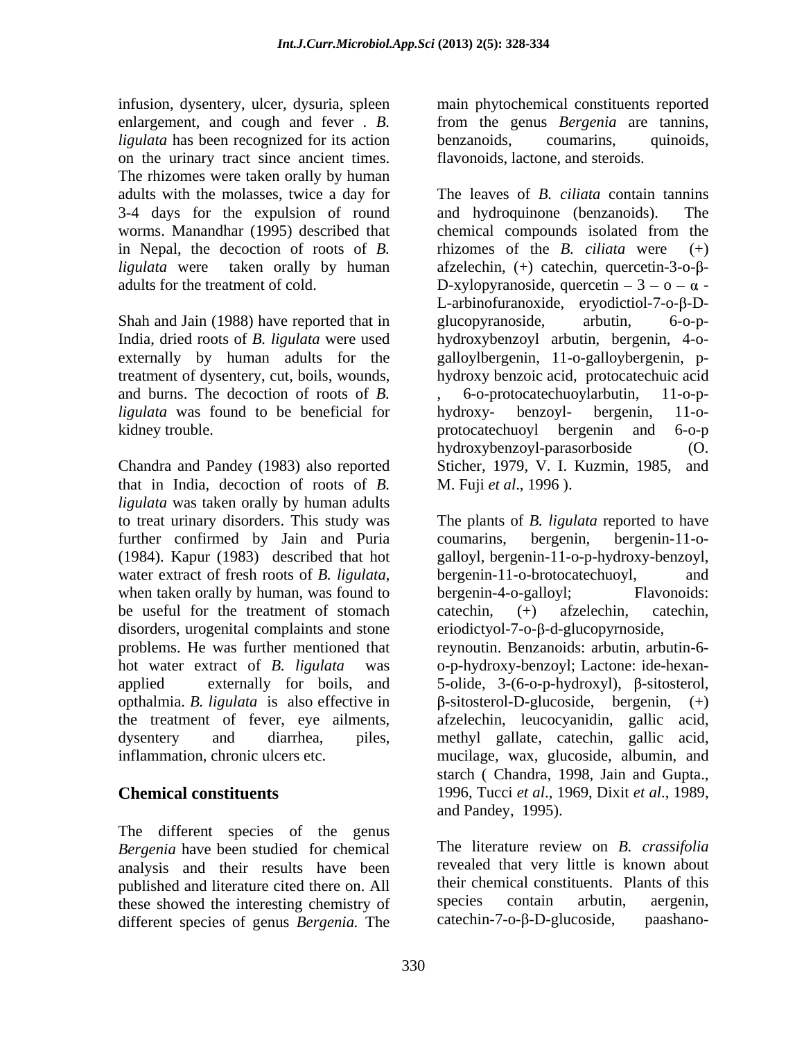infusion, dysentery, ulcer, dysuria, spleen enlargement, and cough and fever . *B. ligulata* has been recognized for its action on the urinary tract since ancient times. The rhizomes were taken orally by human adults with the molasses, twice a day for 3-4 days for the expulsion of round worms. Manandhar (1995) described that in Nepal, the decoction of roots of *B. ligulata* were taken orally by human adults for the treatment of cold.

Shah and Jain (1988) have reported that in India, dried roots of *B. ligulata* were used externally by human adults for the treatment of dysentery, cut, boils, wounds, and burns. The decoction of roots of *B. ligulata* was found to be beneficial for kidney trouble.

Chandra and Pandey (1983) also reported that in India, decoction of roots of *B. ligulata* was taken orally by human adults to treat urinary disorders. This study was further confirmed by Jain and Puria (1984). Kapur (1983) described that hot water extract of fresh roots of *B. ligulata,* when taken orally by human, was found to be useful for the treatment of stomach disorders, urogenital complaints and stone problems. He was further mentioned that hot water extract of *B. ligulata* was applied externally for boils, and opthalmia. *B. ligulata* is also effective in the treatment of fever, eye ailments, dysentery and diarrhea, piles, inflammation, chronic ulcers etc.

## Chemical constituents

The different species of the genus *Bergenia* have been studied for chemical analysis and their results have been published and literature cited there on. All these showed the interesting chemistry of different species of genus *Bergenia.* The main phytochemical constituents reported from the genus *Bergenia* are tannins, benzanoids, coumarins, quinoids, flavonoids, lactone, and steroids.

The leaves of *B. ciliata* contain tannins and hydroquinone (benzanoids). The chemical compounds isolated from the rhizomes of the *B. ciliata* were (+) afzelechin, (+) catechin, quercetin-3-o-β-D-xylopyranoside, quercetin – 3 – o – α - L-arbinofuranoxide, eryodictiol-7-o-β-D-glucopyranoside, arbutin, 6-o-p-hydroxybenzoyl arbutin, bergenin, 4-o-galloylbergenin, 11-o-galloybergenin, p-hydroxy benzoic acid, protocatechuic acid , 6-o-protocatechuoylarbutin, 11-o-p-hydroxy- benzoyl- bergenin, 11-o-protocatechuoyl bergenin and 6-o-p hydroxybenzoyl-parasorboside (O. Sticher, 1979, V. I. Kuzmin, 1985, and M. Fuji *et al*., 1996 ).

The plants of *B. ligulata* reported to have coumarins, bergenin, bergenin-11-o-galloyl, bergenin-11-o-p-hydroxy-benzoyl, bergenin-11-o-brotocatechuoyl, and bergenin-4-o-galloyl; Flavonoids: catechin, (+) afzelechin, catechin, eriodictyol-7-o-β-d-glucopyrnoside, reynoutin. Benzanoids: arbutin, arbutin-6-o-p-hydroxy-benzoyl; Lactone: ide-hexan-5-olide, 3-(6-o-p-hydroxyl), β-sitosterol, β-sitosterol-D-glucoside, bergenin, (+) afzelechin, leucocyanidin, gallic acid, methyl gallate, catechin, gallic acid, mucilage, wax, glucoside, albumin, and starch ( Chandra, 1998, Jain and Gupta., 1996, Tucci *et al*., 1969, Dixit *et al*., 1989, and Pandey, 1995).

The literature review on *B. crassifolia* revealed that very little is known about their chemical constituents. Plants of this species contain arbutin, aergenin, catechin-7-o-β-D-glucoside, paashano-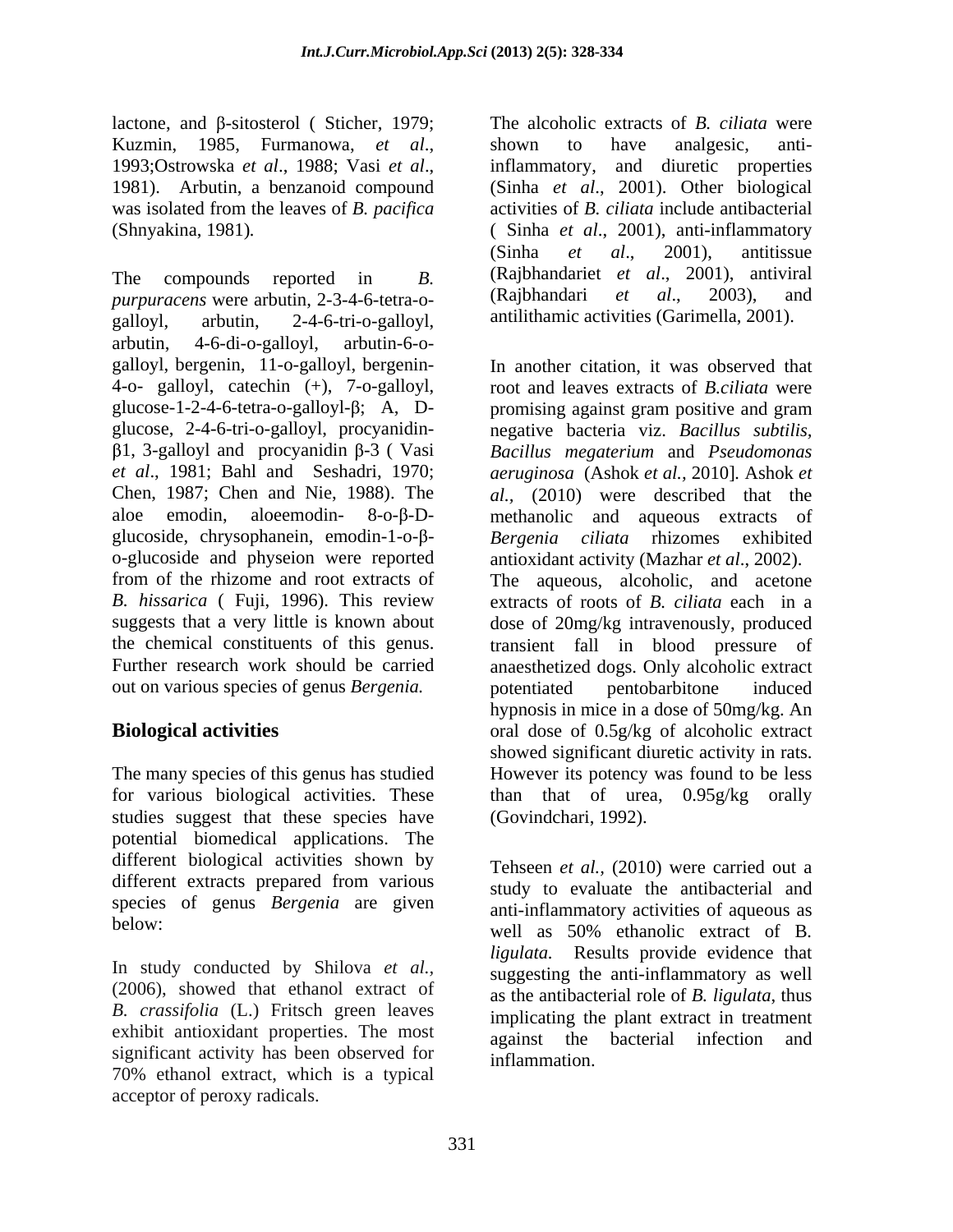lactone, and β-sitosterol ( Sticher, 1979; Kuzmin, 1985, Furmanowa, *et al*., 1993;Ostrowska *et al*., 1988; Vasi *et al*., 1981). Arbutin, a benzanoid compound was isolated from the leaves of *B. pacifica* (Shnyakina, 1981).

The compounds reported in *B. purpuracens* were arbutin, 2-3-4-6-tetra-o-galloyl, arbutin, 2-4-6-tri-o-galloyl, arbutin, 4-6-di-o-galloyl, arbutin-6-o-galloyl, bergenin, 11-o-galloyl, bergenin-4-o- galloyl, catechin (+), 7-o-galloyl, glucose-1-2-4-6-tetra-o-galloyl-β; A, D-glucose, 2-4-6-tri-o-galloyl, procyanidin-β1, 3-galloyl and procyanidin β-3 ( Vasi *et al*., 1981; Bahl and Seshadri, 1970; Chen, 1987; Chen and Nie, 1988). The aloe emodin, aloeemodin- 8-o-β-D-glucoside, chrysophanein, emodin-1-o-β-o-glucoside and physeion were reported from of the rhizome and root extracts of *B. hissarica* ( Fuji, 1996). This review suggests that a very little is known about the chemical constituents of this genus. Further research work should be carried out on various species of genus *Bergenia.*

## Biological activities

The many species of this genus has studied for various biological activities. These studies suggest that these species have potential biomedical applications. The different biological activities shown by different extracts prepared from various species of genus *Bergenia* are given below:

In study conducted by Shilova *et al.,* (2006), showed that ethanol extract of *B. crassifolia* (L.) Fritsch green leaves exhibit antioxidant properties. The most significant activity has been observed for 70% ethanol extract, which is a typical acceptor of peroxy radicals.

The alcoholic extracts of *B. ciliata* were shown to have analgesic, anti-inflammatory, and diuretic properties (Sinha *et al*., 2001). Other biological activities of *B. ciliata* include antibacterial ( Sinha *et al*., 2001), anti-inflammatory (Sinha *et al*., 2001), antitissue (Rajbhandariet *et al*., 2001), antiviral (Rajbhandari *et al*., 2003), and antilithamic activities (Garimella, 2001).

In another citation, it was observed that root and leaves extracts of *B.ciliata* were promising against gram positive and gram negative bacteria viz. *Bacillus subtilis, Bacillus megaterium* and *Pseudomonas aeruginosa* (Ashok *et al.,* 2010]. Ashok *et al.,* (2010) were described that the methanolic and aqueous extracts of *Bergenia ciliata* rhizomes exhibited antioxidant activity (Mazhar *et al*., 2002). The aqueous, alcoholic, and acetone extracts of roots of *B. ciliata* each in a dose of 20mg/kg intravenously, produced transient fall in blood pressure of anaesthetized dogs. Only alcoholic extract potentiated pentobarbitone induced hypnosis in mice in a dose of 50mg/kg. An oral dose of 0.5g/kg of alcoholic extract showed significant diuretic activity in rats. However its potency was found to be less than that of urea, 0.95g/kg orally (Govindchari, 1992).

Tehseen *et al.*, (2010) were carried out a study to evaluate the antibacterial and anti-inflammatory activities of aqueous as well as 50% ethanolic extract of B. *ligulata.* Results provide evidence that suggesting the anti-inflammatory as well as the antibacterial role of *B. ligulata*, thus implicating the plant extract in treatment against the bacterial infection and inflammation.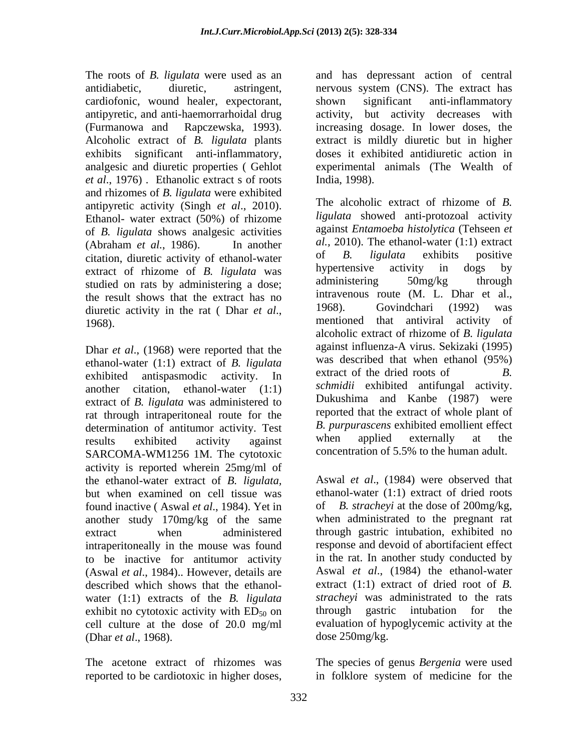The roots of *B. ligulata* were used as an antidiabetic, diuretic, astringent, cardiofonic, wound healer, expectorant, antipyretic, and anti-haemorrarhoidal drug (Furmanowa and Rapczewska, 1993). Alcoholic extract of *B. ligulata* plants exhibits significant anti-inflammatory, analgesic and diuretic properties ( Gehlot *et al*., 1976) . Ethanolic extract s of roots and rhizomes of *B. ligulata* were exhibited antipyretic activity (Singh *et al*., 2010). Ethanol- water extract (50%) of rhizome of *B. ligulata* shows analgesic activities (Abraham *et al.*, 1986). In another citation, diuretic activity of ethanol-water extract of rhizome of *B. ligulata* was studied on rats by administering a dose; the result shows that the extract has no diuretic activity in the rat ( Dhar *et al*., 1968).

Dhar *et al*., (1968) were reported that the ethanol-water (1:1) extract of *B. ligulata* exhibited antispasmodic activity. In another citation, ethanol-water (1:1) extract of *B. ligulata* was administered to rat through intraperitoneal route for the determination of antitumor activity. Test results exhibited activity against SARCOMA-WM1256 1M. The cytotoxic activity is reported wherein 25mg/ml of the ethanol-water extract of *B. ligulata*, but when examined on cell tissue was found inactive ( Aswal *et al*., 1984). Yet in another study 170mg/kg of the same extract when administered intraperitoneally in the mouse was found to be inactive for antitumor activity (Aswal *et al*., 1984).. However, details are described which shows that the ethanol-water (1:1) extracts of the *B. ligulata* exhibit no cytotoxic activity with $ED_{50}$ on cell culture at the dose of 20.0 mg/ml (Dhar *et al*., 1968).

The acetone extract of rhizomes was reported to be cardiotoxic in higher doses, and has depressant action of central nervous system (CNS). The extract has shown significant anti-inflammatory activity, but activity decreases with increasing dosage. In lower doses, the extract is mildly diuretic but in higher doses it exhibited antidiuretic action in experimental animals (The Wealth of India, 1998).

The alcoholic extract of rhizome of *B. ligulata* showed anti-protozoal activity against *Entamoeba histolytica* (Tehseen *et al.*, 2010). The ethanol-water (1:1) extract of *B. ligulata* exhibits positive hypertensive activity in dogs by administering 50mg/kg through intravenous route (M. L. Dhar et al., 1968). Govindchari (1992) was mentioned that antiviral activity of alcoholic extract of rhizome of *B. ligulata* against influenza-A virus. Sekizaki (1995) was described that when ethanol (95%) extract of the dried roots of *B. schmidii* exhibited antifungal activity. Dukushima and Kanbe (1987) were reported that the extract of whole plant of *B. purpurascens* exhibited emollient effect when applied externally at the concentration of 5.5% to the human adult.

Aswal *et al*., (1984) were observed that ethanol-water (1:1) extract of dried roots of *B. stracheyi* at the dose of 200mg/kg, when administrated to the pregnant rat through gastric intubation, exhibited no response and devoid of abortifacient effect in the rat. In another study conducted by Aswal *et al*., (1984) the ethanol-water extract (1:1) extract of dried root of *B. stracheyi* was administrated to the rats through gastric intubation for the evaluation of hypoglycemic activity at the dose 250mg/kg.

The species of genus *Bergenia* were used in folklore system of medicine for the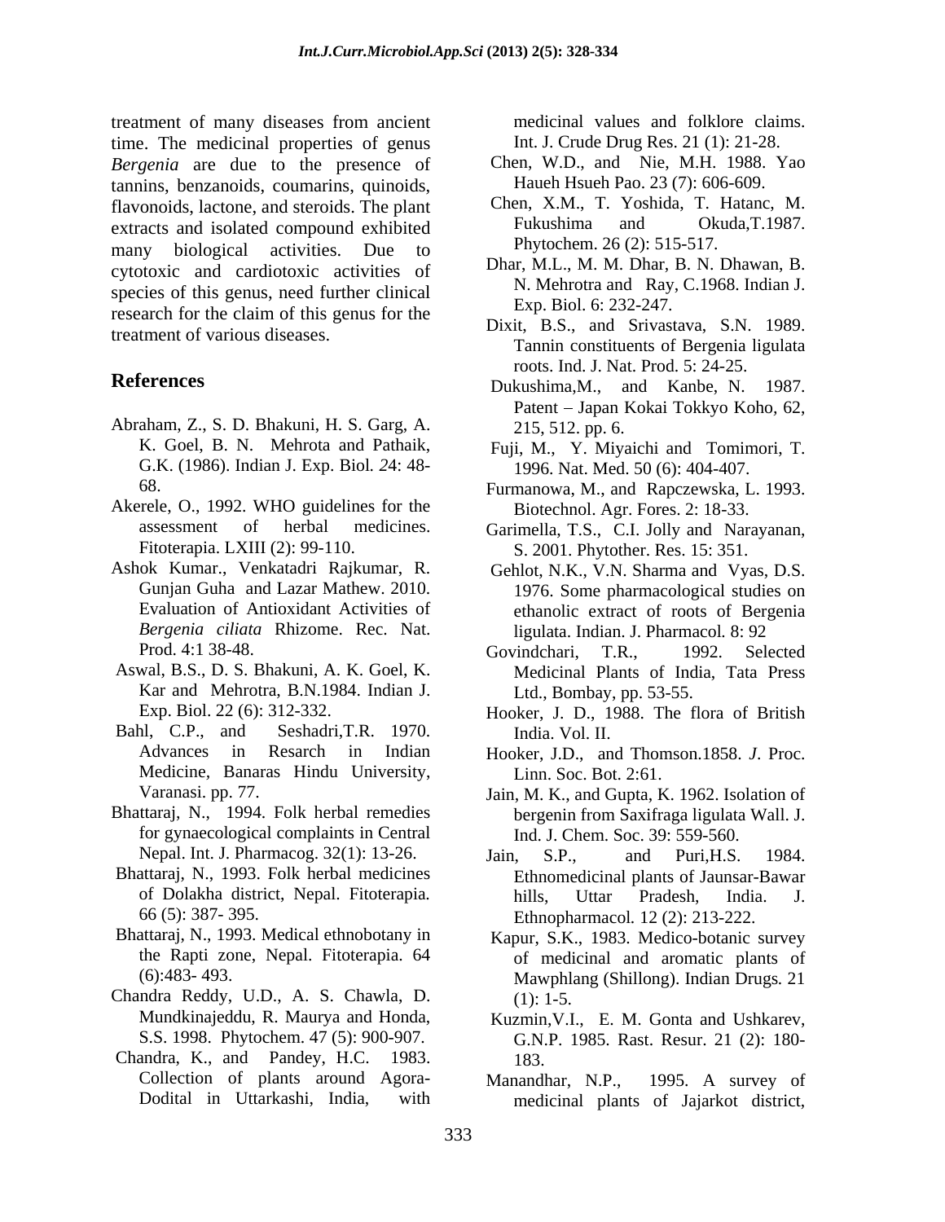treatment of many diseases from ancient time. The medicinal properties of genus *Bergenia* are due to the presence of tannins, benzanoids, coumarins, quinoids, flavonoids, lactone, and steroids. The plant extracts and isolated compound exhibited many biological activities. Due to cytotoxic and cardiotoxic activities of species of this genus, need further clinical research for the claim of this genus for the treatment of various diseases.

## References

- Abraham, Z., S. D. Bhakuni, H. S. Garg, A. K. Goel, B. N. Mehrota and Pathaik, G.K. (1986). Indian J. Exp. Biol. *2*4: 48-68.
- Akerele, O., 1992. WHO guidelines for the assessment of herbal medicines. Fitoterapia. LXIII (2): 99-110.
- Ashok Kumar., Venkatadri Rajkumar, R. Gunjan Guha and Lazar Mathew. 2010. Evaluation of Antioxidant Activities of *Bergenia ciliata* Rhizome. Rec. Nat. Prod. 4:1 38-48.
- Aswal, B.S., D. S. Bhakuni, A. K. Goel, K. Kar and Mehrotra, B.N.1984. Indian J. Exp. Biol. 22 (6): 312-332.
- Bahl, C.P., and Seshadri,T.R. 1970. Advances in Resarch in Indian Medicine, Banaras Hindu University, Varanasi. pp. 77.
- Bhattaraj, N., 1994. Folk herbal remedies for gynaecological complaints in Central Nepal. Int. J. Pharmacog. 32(1): 13-26.
- Bhattaraj, N., 1993. Folk herbal medicines of Dolakha district, Nepal. Fitoterapia. 66 (5): 387- 395.
- Bhattaraj, N., 1993. Medical ethnobotany in the Rapti zone, Nepal. Fitoterapia. 64 (6):483- 493.
- Chandra Reddy, U.D., A. S. Chawla, D. Mundkinajeddu, R. Maurya and Honda, S.S. 1998. Phytochem. 47 (5): 900-907.
- Chandra, K., and Pandey, H.C. 1983. Collection of plants around Agora-Dodital in Uttarkashi, India, with medicinal values and folklore claims. Int. J. Crude Drug Res. 21 (1): 21-28.
- Chen, W.D., and Nie, M.H. 1988. Yao Haueh Hsueh Pao. 23 (7): 606-609.
- Chen, X.M., T. Yoshida, T. Hatanc, M. Fukushima and Okuda,T.1987. Phytochem. 26 (2): 515-517.
- Dhar, M.L., M. M. Dhar, B. N. Dhawan, B. N. Mehrotra and Ray, C.1968. Indian J. Exp. Biol. 6: 232-247.
- Dixit, B.S., and Srivastava, S.N. 1989. Tannin constituents of Bergenia ligulata roots. Ind. J. Nat. Prod. 5: 24-25.
- Dukushima,M., and Kanbe, N. 1987. Patent – Japan Kokai Tokkyo Koho, 62, 215, 512. pp. 6.
- Fuji, M., Y. Miyaichi and Tomimori, T. 1996. Nat. Med. 50 (6): 404-407.
- Furmanowa, M., and Rapczewska, L. 1993. Biotechnol. Agr. Fores. 2: 18-33.
- Garimella, T.S., C.I. Jolly and Narayanan, S. 2001. Phytother. Res. 15: 351.
- Gehlot, N.K., V.N. Sharma and Vyas, D.S. 1976. Some pharmacological studies on ethanolic extract of roots of Bergenia ligulata. Indian. J. Pharmacol. 8: 92
- Govindchari, T.R., 1992. Selected Medicinal Plants of India, Tata Press Ltd., Bombay, pp. 53-55.
- Hooker, J. D., 1988. The flora of British India. Vol. II.
- Hooker, J.D., and Thomson.1858. *J*. Proc. Linn. Soc. Bot. 2:61.
- Jain, M. K., and Gupta, K. 1962. Isolation of bergenin from Saxifraga ligulata Wall. J. Ind. J. Chem. Soc. 39: 559-560.
- Jain, S.P., and Puri,H.S. 1984. Ethnomedicinal plants of Jaunsar-Bawar hills, Uttar Pradesh, India. J. Ethnopharmacol. 12 (2): 213-222.
- Kapur, S.K., 1983. Medico-botanic survey of medicinal and aromatic plants of Mawphlang (Shillong). Indian Drugs. 21 (1): 1-5.
- Kuzmin,V.I., E. M. Gonta and Ushkarev, G.N.P. 1985. Rast. Resur. 21 (2): 180-183.
- Manandhar, N.P., 1995. A survey of medicinal plants of Jajarkot district,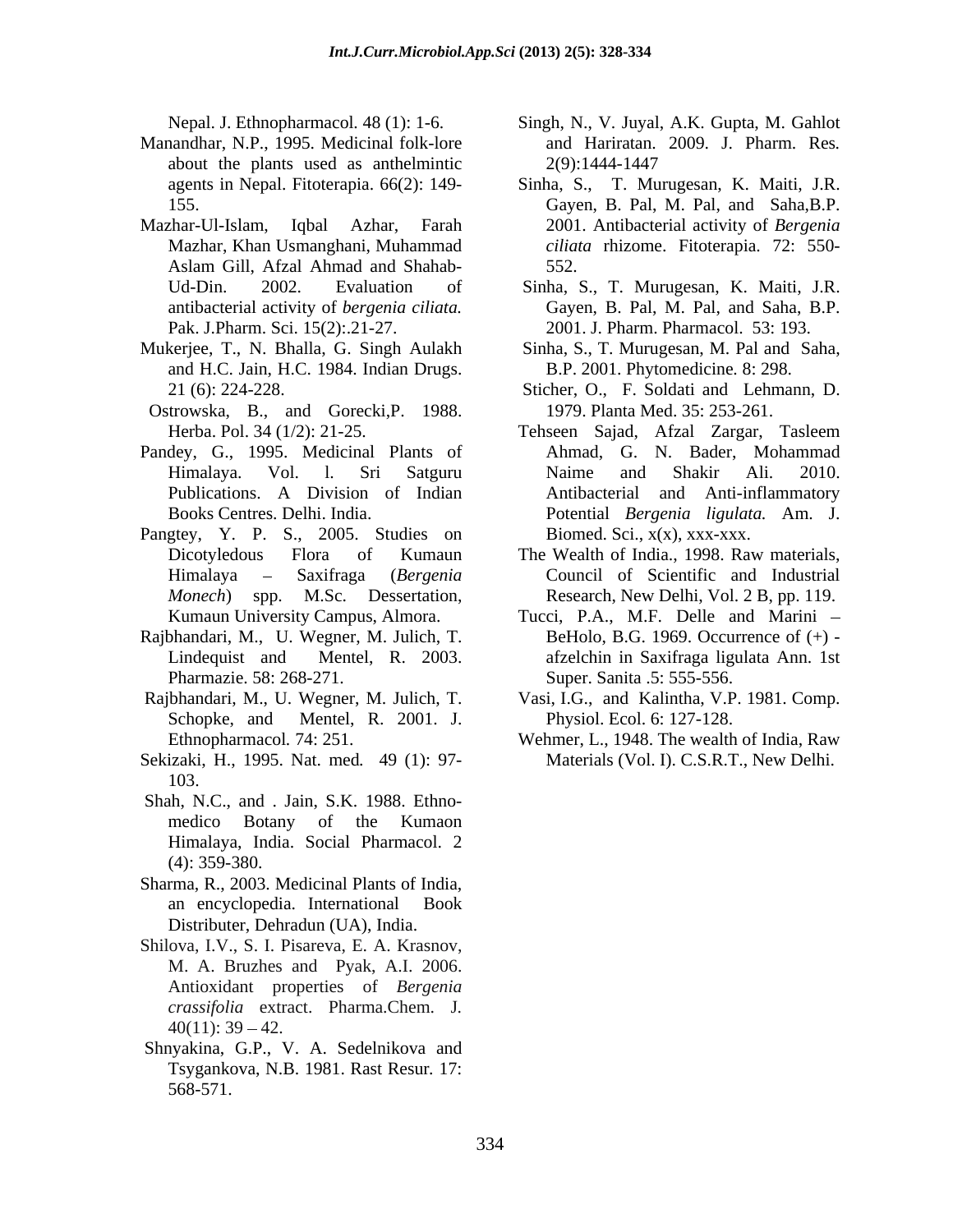Nepal. J. Ethnopharmacol. 48 (1): 1-6.

Manandhar, N.P., 1995. Medicinal folk-lore about the plants used as anthelmintic agents in Nepal. Fitoterapia. 66(2): 149-155.

Mazhar-Ul-Islam, Iqbal Azhar, Farah Mazhar, Khan Usmanghani, Muhammad Aslam Gill, Afzal Ahmad and Shahab-Ud-Din. 2002. Evaluation of antibacterial activity of *bergenia ciliata.* Pak. J.Pharm. Sci. 15(2):.21-27.

Mukerjee, T., N. Bhalla, G. Singh Aulakh and H.C. Jain, H.C. 1984. Indian Drugs. 21 (6): 224-228.

Ostrowska, B., and Gorecki,P. 1988. Herba. Pol. 34 (1/2): 21-25.

Pandey, G., 1995. Medicinal Plants of Himalaya. Vol. l. Sri Satguru Publications. A Division of Indian Books Centres. Delhi. India.

Pangtey, Y. P. S., 2005. Studies on Dicotyledous Flora of Kumaun Himalaya – Saxifraga (*Bergenia Monech*) spp. M.Sc. Dessertation, Kumaun University Campus, Almora.

Rajbhandari, M., U. Wegner, M. Julich, T. Lindequist and Mentel, R. 2003. Pharmazie. 58: 268-271.

Rajbhandari, M., U. Wegner, M. Julich, T. Schopke, and Mentel, R. 2001. J. Ethnopharmacol. 74: 251.

Sekizaki, H., 1995. Nat. med. 49 (1): 97-103.

Shah, N.C., and . Jain, S.K. 1988. Ethno-medico Botany of the Kumaon Himalaya, India. Social Pharmacol. 2 (4): 359-380.

Sharma, R., 2003. Medicinal Plants of India, an encyclopedia. International Book Distributer, Dehradun (UA), India.

Shilova, I.V., S. I. Pisareva, E. A. Krasnov, M. A. Bruzhes and Pyak, A.I. 2006. Antioxidant properties of *Bergenia crassifolia* extract. Pharma.Chem. J. 40(11): 39 – 42.

Shnyakina, G.P., V. A. Sedelnikova and Tsygankova, N.B. 1981. Rast Resur. 17: 568-571.

Singh, N., V. Juyal, A.K. Gupta, M. Gahlot and Hariratan. 2009. J. Pharm. Res. 2(9):1444-1447

Sinha, S., T. Murugesan, K. Maiti, J.R. Gayen, B. Pal, M. Pal, and Saha,B.P. 2001. Antibacterial activity of *Bergenia ciliata* rhizome. Fitoterapia. 72: 550-552.

Sinha, S., T. Murugesan, K. Maiti, J.R. Gayen, B. Pal, M. Pal, and Saha, B.P. 2001. J. Pharm. Pharmacol. 53: 193.

Sinha, S., T. Murugesan, M. Pal and Saha, B.P. 2001. Phytomedicine. 8: 298.

Sticher, O., F. Soldati and Lehmann, D. 1979. Planta Med. 35: 253-261.

Tehseen Sajad, Afzal Zargar, Tasleem Ahmad, G. N. Bader, Mohammad Naime and Shakir Ali. 2010. Antibacterial and Anti-inflammatory Potential *Bergenia ligulata.* Am. J. Biomed. Sci., x(x), xxx-xxx.

The Wealth of India., 1998. Raw materials, Council of Scientific and Industrial Research, New Delhi, Vol. 2 B, pp. 119.

Tucci, P.A., M.F. Delle and Marini – BeHolo, B.G. 1969. Occurrence of (+) - afzelchin in Saxifraga ligulata Ann. 1st Super. Sanita .5: 555-556.

Vasi, I.G., and Kalintha, V.P. 1981. Comp. Physiol. Ecol. 6: 127-128.

Wehmer, L., 1948. The wealth of India, Raw Materials (Vol. I). C.S.R.T., New Delhi.